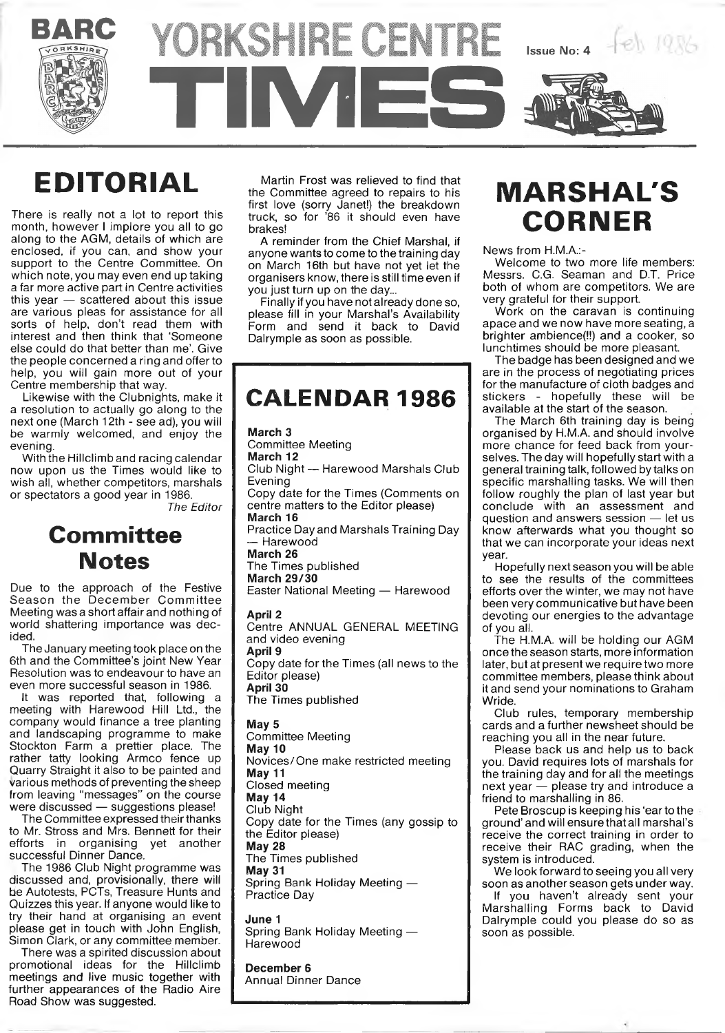# BARC YORKSHIRE CENTRE TIMES

Issue No: 4 Feb 1986

## EDITORIAL

There is really not a lot to report this month, however I implore you all to go along to the AGM, details of which are enclosed, if you can, and show your support to the Centre Committee. On which note, you may even end up taking a far more active part in Centre activities this year — scattered about this issue are various pleas for assistance for all sorts of help, don't read them with interest and then think that 'Someone else could do that better than me'. Give the people concerned a ring and offer to help, you will gain more out of your Centre membership that way.

Likewise with the Clubnights, make it a resolution to actually go along to the next one (March 12th - see ad), you will be warmly welcomed, and enjoy the evening.

With the Hillclimb and racing calendar now upon us the Times would like to wish all, whether competitors, marshals or spectators a good year in 1986.

*The Editor*

## Committee Notes

Due to the approach of the Festive Season the December Committee Meeting was a short affair and nothing of world shattering importance was decided.

The January meeting took place on the 6th and the Committee's joint New Year Resolution was to endeavour to have an even more successful season in 1986.

It was reported that, following a meeting with Harewood Hill Ltd., the company would finance a tree planting and landscaping programme to make Stockton Farm a prettier place. The rather tatty looking Armco fence up Quarry Straight it also to be painted and various methods of preventing the sheep from leaving "messages" on the course were discussed — suggestions please!

The Committee expressed their thanks to Mr. Stross and Mrs. Bennett for their efforts in organising yet another successful Dinner Dance.

The 1986 Club Night programme was discussed and, provisionally, there will be Autotests, PCTs, Treasure Hunts and Quizzes this year. If anyone would like to try their hand at organising an event please get in touch with John English, Simon Clark, or any committee member.

There was a spirited discussion about promotional ideas for the Hillclimb meetings and live music together with further appearances of the Radio Aire Road Show was suggested.

Martin Frost was relieved to find that the Committee agreed to repairs to his first love (sorry Janet!) the breakdown truck, so for '86 it should even have brakes!

A reminder from the Chief Marshal, if anyone wants to come to the training day on March 16th but have not yet let the organisers know, there is still time even if you just turn up on the day...

Finally if you have not already done so, please fill in your Marshal's Availability Form and send it back to David Dalrymple as soon as possible.

## CALENDAR 1986

**March 3**
Committee Meeting

**March 12**
Club Night — Harewood Marshals Club Evening
Copy date for the Times (Comments on centre matters to the Editor please)

**March 16**
Practice Day and Marshals Training Day — Harewood

**March 26**
The Times published

**March 29/30**
Easter National Meeting — Harewood

**April 2**
Centre ANNUAL GENERAL MEETING and video evening

**April 9**
Copy date for the Times (all news to the Editor please)

**April 30**
The Times published

**May 5**
Committee Meeting

**May 10**
Novices/One make restricted meeting

**May 11**
Closed meeting

**May 14**
Club Night
Copy date for the Times (any gossip to the Editor please)

**May 28**
The Times published

**May 31**
Spring Bank Holiday Meeting — Practice Day

**June 1**
Spring Bank Holiday Meeting — Harewood

**December 6**
Annual Dinner Dance

## MARSHAL'S CORNER

News from H.M.A.:-

Welcome to two more life members: Messrs. C.G. Seaman and D.T. Price both of whom are competitors. We are very grateful for their support.

Work on the caravan is continuing apace and we now have more seating, a brighter ambience(!!) and a cooker, so lunchtimes should be more pleasant.

The badge has been designed and we are in the process of negotiating prices for the manufacture of cloth badges and stickers - hopefully these will be available at the start of the season.

The March 6th training day is being organised by H.M.A. and should involve more chance for feed back from yourselves. The day will hopefully start with a general training talk, followed by talks on specific marshalling tasks. We will then follow roughly the plan of last year but conclude with an assessment and question and answers session — let us know afterwards what you thought so that we can incorporate your ideas next year.

Hopefully next season you will be able to see the results of the committees efforts over the winter, we may not have been very communicative but have been devoting our energies to the advantage of you all.

The H.M.A. will be holding our AGM once the season starts, more information later, but at present we require two more committee members, please think about it and send your nominations to Graham Wride.

Club rules, temporary membership cards and a further newsheet should be reaching you all in the near future.

Please back us and help us to back you. David requires lots of marshals for the training day and for all the meetings next year — please try and introduce a friend to marshalling in 86.

Pete Broscup is keeping his 'ear to the ground' and will ensure that all marshal's receive the correct training in order to receive their RAC grading, when the system is introduced.

We look forward to seeing you all very soon as another season gets under way.

If you haven't already sent your Marshalling Forms back to David Dalrymple could you please do so as soon as possible.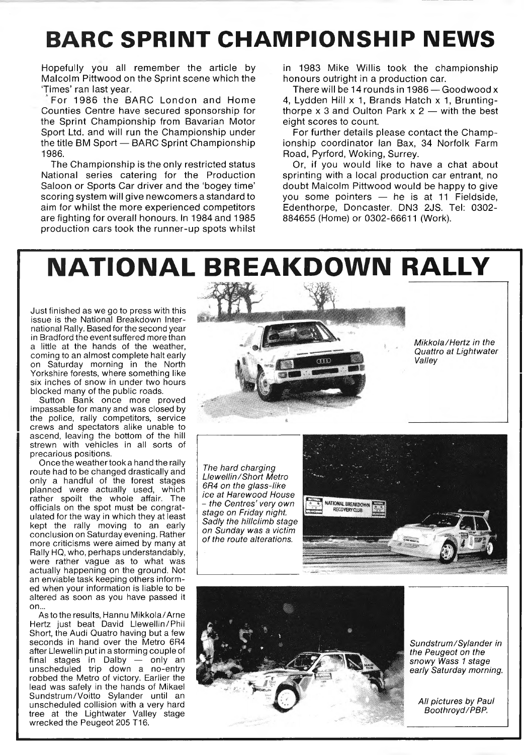# BARC SPRINT CHAMPIONSHIP NEWS

Hopefully you all remember the article by Malcolm Pittwood on the Sprint scene which the 'Times' ran last year.

For 1986 the BARC London and Home Counties Centre have secured sponsorship for the Sprint Championship from Bavarian Motor Sport Ltd. and will run the Championship under the title BM Sport — BARC Sprint Championship 1986.

The Championship is the only restricted status National series catering for the Production Saloon or Sports Car driver and the 'bogey time' scoring system will give newcomers a standard to aim for whilst the more experienced competitors are fighting for overall honours. In 1984 and 1985 production cars took the runner-up spots whilst in 1983 Mike Willis took the championship honours outright in a production car.

There will be 14 rounds in 1986 — Goodwood x 4, Lydden Hill x 1, Brands Hatch x 1, Bruntingthorpe x 3 and Oulton Park x 2 — with the best eight scores to count.

For further details please contact the Championship coordinator Ian Bax, 34 Norfolk Farm Road, Pyrford, Woking, Surrey.

Or, if you would like to have a chat about sprinting with a local production car entrant, no doubt Malcolm Pittwood would be happy to give you some pointers — he is at 11 Fieldside, Edenthorpe, Doncaster. DN3 2JS. Tel: 0302-884655 (Home) or 0302-66611 (Work).

# NATIONAL BREAKDOWN RALLY

Just finished as we go to press with this issue is the National Breakdown International Rally. Based for the second year in Bradford the event suffered more than a little at the hands of the weather, coming to an almost complete halt early on Saturday morning in the North Yorkshire forests, where something like six inches of snow in under two hours blocked many of the public roads.

Sutton Bank once more proved impassable for many and was closed by the police, rally competitors, service crews and spectators alike unable to ascend, leaving the bottom of the hill strewn with vehicles in all sorts of precarious positions.

Once the weather took a hand the rally route had to be changed drastically and only a handful of the forest stages planned were actually used, which rather spoilt the whole affair. The officials on the spot must be congratulated for the way in which they at least kept the rally moving to an early conclusion on Saturday evening. Rather more criticisms were aimed by many at Rally HQ, who, perhaps understandably, were rather vague as to what was actually happening on the ground. Not an enviable task keeping others informed when your information is liable to be altered as soon as you have passed it on...

As to the results, Hannu Mikkola/Arne Hertz just beat David Llewellin/Phil Short, the Audi Quatro having but a few seconds in hand over the Metro 6R4 after Llewellin put in a storming couple of final stages in Dalby — only an unscheduled trip down a no-entry robbed the Metro of victory. Earlier the lead was safely in the hands of Mikael Sundstrum/Voitto Sylander until an unscheduled collision with a very hard tree at the Lightwater Valley stage wrecked the Peugeot 205 T16.

*Mikkola/Hertz in the Quattro at Lightwater Valley*

*The hard charging Llewellin/Short Metro 6R4 on the glass-like ice at Harewood House – the Centres' very own stage on Friday night. Sadly the hillclimb stage on Sunday was a victim of the route alterations.*

*Sundstrum/Sylander in the Peugeot on the snowy Wass 1 stage early Saturday morning.*

*All pictures by Paul Boothroyd/PBP.*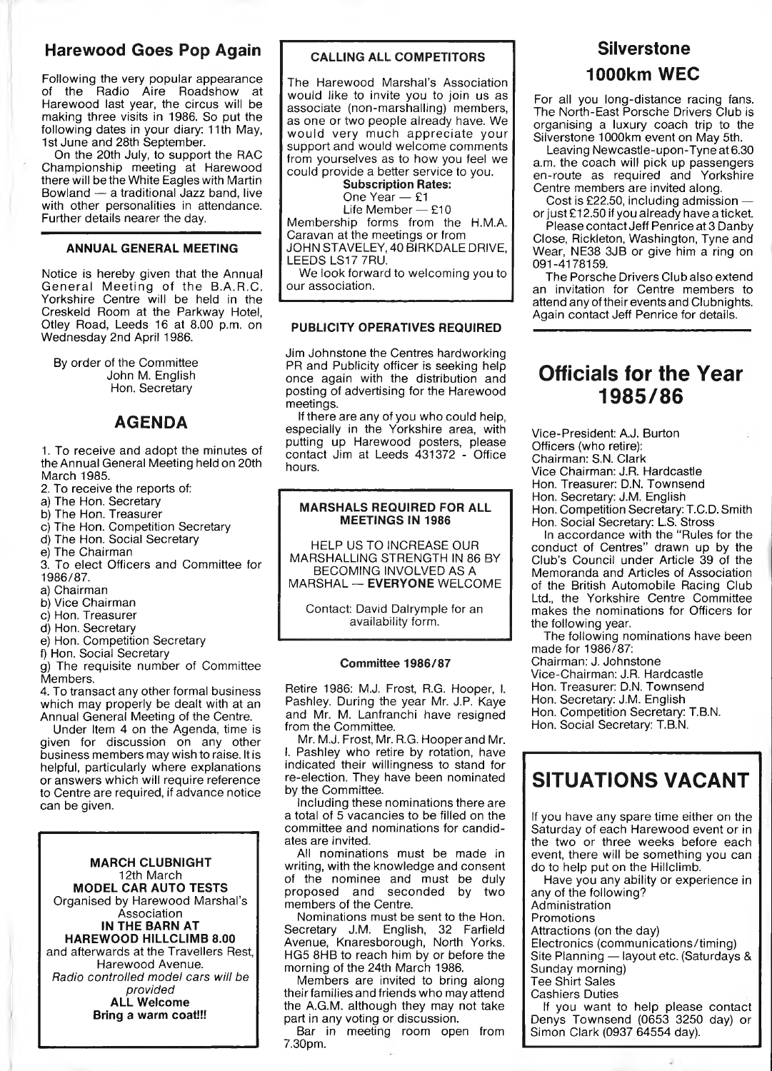## Harewood Goes Pop Again

Following the very popular appearance of the Radio Aire Roadshow at Harewood last year, the circus will be making three visits in 1986. So put the following dates in your diary: 11th May, 1st June and 28th September.

On the 20th July, to support the RAC Championship meeting at Harewood there will be the White Eagles with Martin Bowland — a traditional Jazz band, live with other personalities in attendance. Further details nearer the day.

### ANNUAL GENERAL MEETING

Notice is hereby given that the Annual General Meeting of the B.A.R.C. Yorkshire Centre will be held in the Creskeld Room at the Parkway Hotel, Otley Road, Leeds 16 at 8.00 p.m. on Wednesday 2nd April 1986.

By order of the Committee
John M. English
Hon. Secretary

## AGENDA

1. To receive and adopt the minutes of the Annual General Meeting held on 20th March 1985.
2. To receive the reports of:
   a) The Hon. Secretary
   b) The Hon. Treasurer
   c) The Hon. Competition Secretary
   d) The Hon. Social Secretary
   e) The Chairman
3. To elect Officers and Committee for 1986/87.
   a) Chairman
   b) Vice Chairman
   c) Hon. Treasurer
   d) Hon. Secretary
   e) Hon. Competition Secretary
   f) Hon. Social Secretary
   g) The requisite number of Committee Members.
4. To transact any other formal business which may properly be dealt with at an Annual General Meeting of the Centre.

Under Item 4 on the Agenda, time is given for discussion on any other business members may wish to raise. It is helpful, particularly where explanations or answers which will require reference to Centre are required, if advance notice can be given.

**MARCH CLUBNIGHT**
12th March
**MODEL CAR AUTO TESTS**
Organised by Harewood Marshal's Association
**IN THE BARN AT HAREWOOD HILLCLIMB 8.00**
and afterwards at the Travellers Rest, Harewood Avenue.
*Radio controlled model cars will be provided*
**ALL Welcome**
**Bring a warm coat!!!**

### CALLING ALL COMPETITORS

The Harewood Marshal's Association would like to invite you to join us as associate (non-marshalling) members, as one or two people already have. We would very much appreciate your support and would welcome comments from yourselves as to how you feel we could provide a better service to you.

**Subscription Rates:**
One Year — £1
Life Member — £10

Membership forms from the H.M.A. Caravan at the meetings or from JOHN STAVELEY, 40 BIRKDALE DRIVE, LEEDS LS17 7RU.

We look forward to welcoming you to our association.

### PUBLICITY OPERATIVES REQUIRED

Jim Johnstone the Centres hardworking PR and Publicity officer is seeking help once again with the distribution and posting of advertising for the Harewood meetings.

If there are any of you who could help, especially in the Yorkshire area, with putting up Harewood posters, please contact Jim at Leeds 431372 - Office hours.

### MARSHALS REQUIRED FOR ALL MEETINGS IN 1986

HELP US TO INCREASE OUR MARSHALLING STRENGTH IN 86 BY BECOMING INVOLVED AS A MARSHAL — **EVERYONE** WELCOME

Contact: David Dalrymple for an availability form.

### Committee 1986/87

Retire 1986: M.J. Frost, R.G. Hooper, I. Pashley. During the year Mr. J.P. Kaye and Mr. M. Lanfranchi have resigned from the Committee.

Mr. M.J. Frost, Mr. R.G. Hooper and Mr. I. Pashley who retire by rotation, have indicated their willingness to stand for re-election. They have been nominated by the Committee.

Including these nominations there are a total of 5 vacancies to be filled on the committee and nominations for candidates are invited.

All nominations must be made in writing, with the knowledge and consent of the nominee and must be duly proposed and seconded by two members of the Centre.

Nominations must be sent to the Hon. Secretary J.M. English, 32 Farfield Avenue, Knaresborough, North Yorks. HG5 8HB to reach him by or before the morning of the 24th March 1986.

Members are invited to bring along their families and friends who may attend the A.G.M. although they may not take part in any voting or discussion.

Bar in meeting room open from 7.30pm.

## Silverstone 1000km WEC

For all you long-distance racing fans. The North-East Porsche Drivers Club is organising a luxury coach trip to the Silverstone 1000km event on May 5th.

Leaving Newcastle-upon-Tyne at 6.30 a.m. the coach will pick up passengers en-route as required and Yorkshire Centre members are invited along.

Cost is £22.50, including admission — or just £12.50 if you already have a ticket.

Please contact Jeff Penrice at 3 Danby Close, Rickleton, Washington, Tyne and Wear, NE38 3JB or give him a ring on 091-4178159.

The Porsche Drivers Club also extend an invitation for Centre members to attend any of their events and Clubnights. Again contact Jeff Penrice for details.

## Officials for the Year 1985/86

Vice-President: A.J. Burton
Officers (who retire):
Chairman: S.N. Clark
Vice Chairman: J.R. Hardcastle
Hon. Treasurer: D.N. Townsend
Hon. Secretary: J.M. English
Hon. Competition Secretary: T.C.D. Smith
Hon. Social Secretary: L.S. Stross

In accordance with the "Rules for the conduct of Centres" drawn up by the Club's Council under Article 39 of the Memoranda and Articles of Association of the British Automobile Racing Club Ltd., the Yorkshire Centre Committee makes the nominations for Officers for the following year.

The following nominations have been made for 1986/87:
Chairman: J. Johnstone
Vice-Chairman: J.R. Hardcastle
Hon. Treasurer: D.N. Townsend
Hon. Secretary: J.M. English
Hon. Competition Secretary: T.B.N.
Hon. Social Secretary: T.B.N.

## SITUATIONS VACANT

If you have any spare time either on the Saturday of each Harewood event or in the two or three weeks before each event, there will be something you can do to help put on the Hillclimb.

Have you any ability or experience in any of the following?
Administration
Promotions
Attractions (on the day)
Electronics (communications/timing)
Site Planning — layout etc. (Saturdays & Sunday morning)
Tee Shirt Sales
Cashiers Duties

If you want to help please contact Denys Townsend (0653 3250 day) or Simon Clark (0937 64554 day).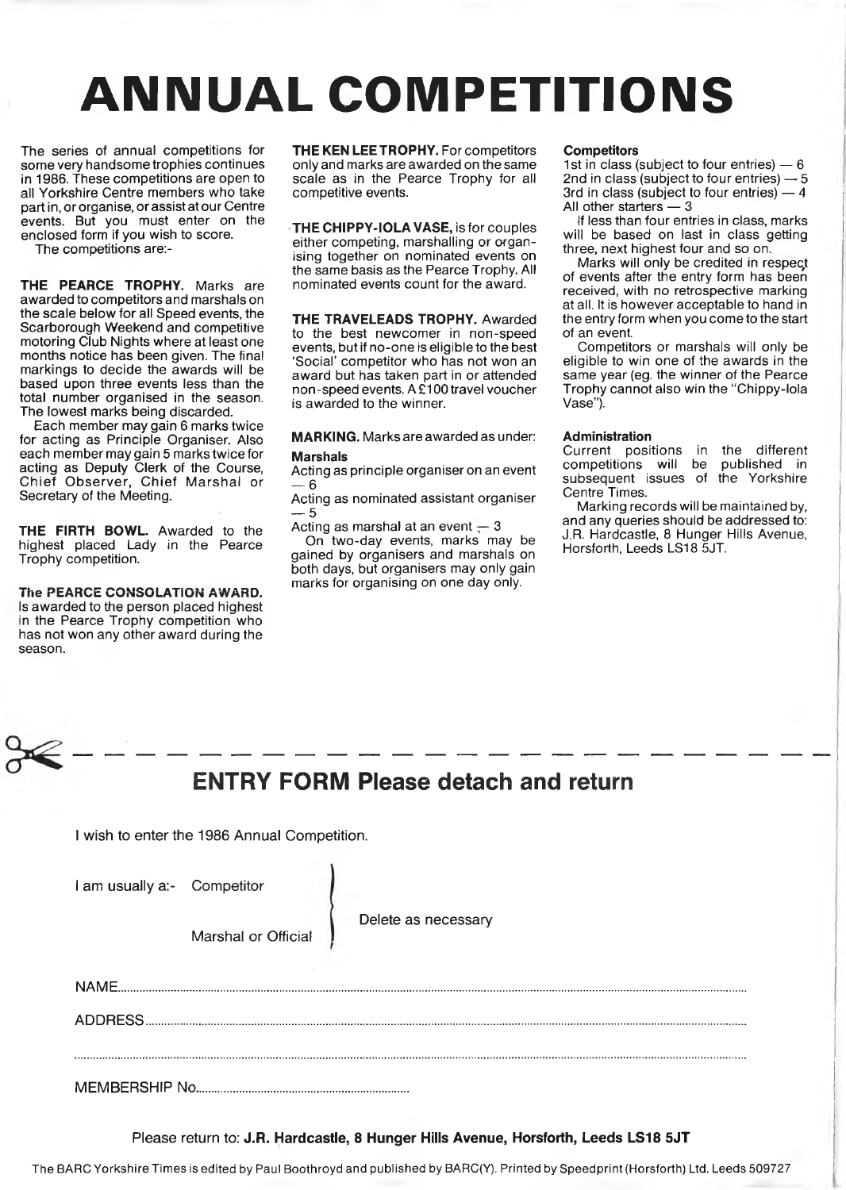# ANNUAL COMPETITIONS

The series of annual competitions for some very handsome trophies continues in 1986. These competitions are open to all Yorkshire Centre members who take part in, or organise, or assist at our Centre events. But you must enter on the enclosed form if you wish to score.

The competitions are:-

**THE PEARCE TROPHY.** Marks are awarded to competitors and marshals on the scale below for all Speed events, the Scarborough Weekend and competitive motoring Club Nights where at least one months notice has been given. The final markings to decide the awards will be based upon three events less than the total number organised in the season. The lowest marks being discarded.

Each member may gain 6 marks twice for acting as Principle Organiser. Also each member may gain 5 marks twice for acting as Deputy Clerk of the Course, Chief Observer, Chief Marshal or Secretary of the Meeting.

**THE FIRTH BOWL.** Awarded to the highest placed Lady in the Pearce Trophy competition.

**The PEARCE CONSOLATION AWARD.** Is awarded to the person placed highest in the Pearce Trophy competition who has not won any other award during the season.

**THE KEN LEE TROPHY.** For competitors only and marks are awarded on the same scale as in the Pearce Trophy for all competitive events.

**THE CHIPPY-IOLA VASE,** is for couples either competing, marshalling or organising together on nominated events on the same basis as the Pearce Trophy. All nominated events count for the award.

**THE TRAVELEADS TROPHY.** Awarded to the best newcomer in non-speed events, but if no-one is eligible to the best 'Social' competitor who has not won an award but has taken part in or attended non-speed events. A £100 travel voucher is awarded to the winner.

**MARKING.** Marks are awarded as under:

**Marshals**

Acting as principle organiser on an event — 6

Acting as nominated assistant organiser — 5

Acting as marshal at an event — 3

On two-day events, marks may be gained by organisers and marshals on both days, but organisers may only gain marks for organising on one day only.

**Competitors**

1st in class (subject to four entries) — 6
2nd in class (subject to four entries) — 5
3rd in class (subject to four entries) — 4
All other starters — 3

If less than four entries in class, marks will be based on last in class getting three, next highest four and so on.

Marks will only be credited in respect of events after the entry form has been received, with no retrospective marking at all. It is however acceptable to hand in the entry form when you come to the start of an event.

Competitors or marshals will only be eligible to win one of the awards in the same year (eg. the winner of the Pearce Trophy cannot also win the "Chippy-Iola Vase").

**Administration**

Current positions in the different competitions will be published in subsequent issues of the Yorkshire Centre Times.

Marking records will be maintained by, and any queries should be addressed to: J.R. Hardcastle, 8 Hunger Hills Avenue, Horsforth, Leeds LS18 5JT.

---

## ENTRY FORM Please detach and return

I wish to enter the 1986 Annual Competition.

I am usually a:- Competitor
Marshal or Official
} Delete as necessary

NAME..............................................................................................

ADDRESS..............................................................................................

..............................................................................................

MEMBERSHIP No..............................................................

Please return to: **J.R. Hardcastle, 8 Hunger Hills Avenue, Horsforth, Leeds LS18 5JT**

The BARC Yorkshire Times is edited by Paul Boothroyd and published by BARC(Y). Printed by Speedprint (Horsforth) Ltd. Leeds 509727